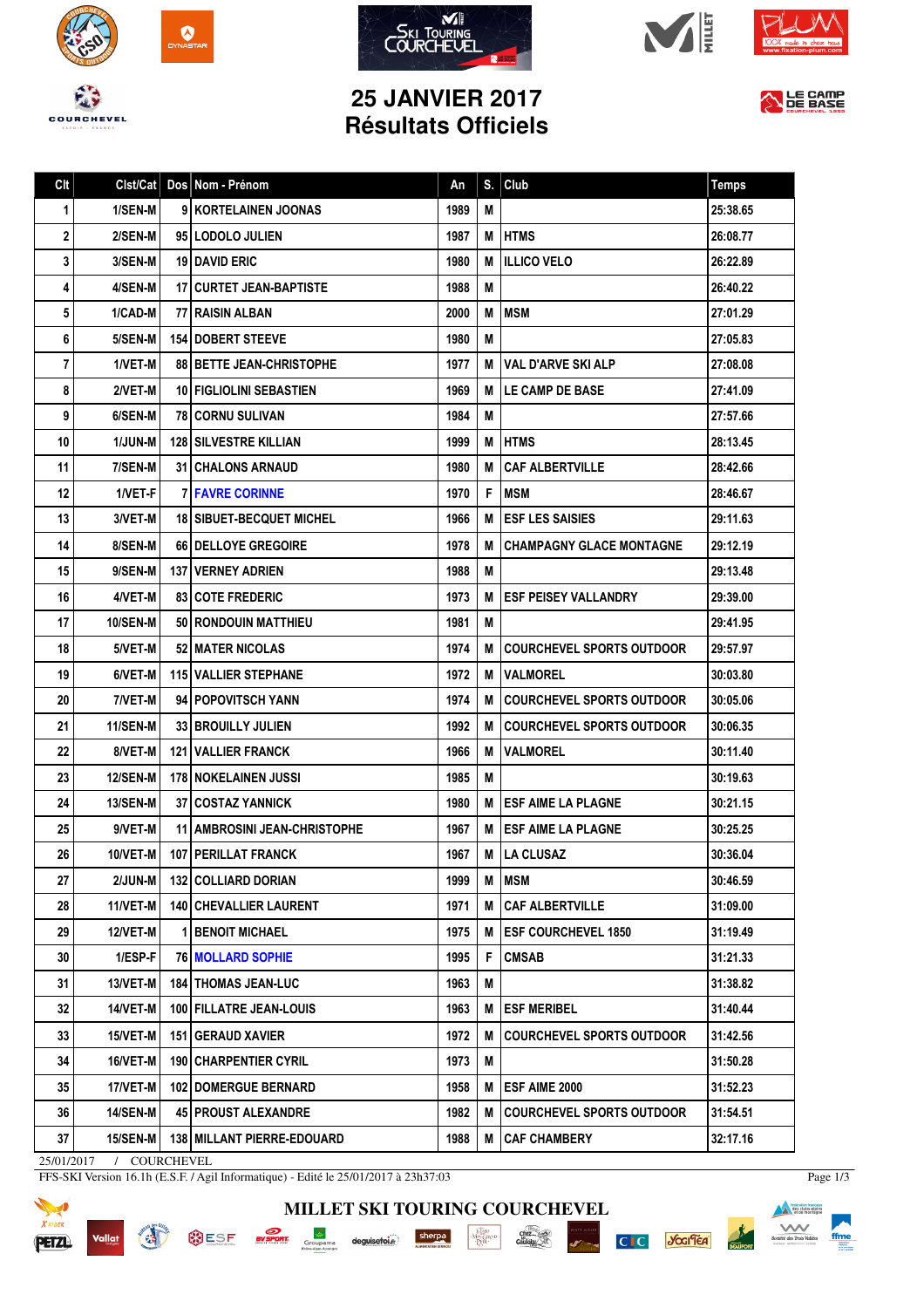# 25 JANVIER 2017
# Résultats Officiels

| Clt | Clst/Cat | Dos | Nom - Prénom | An | S. | Club | Temps |
|---|---|---|---|---|---|---|---|
| 1 | 1/SEN-M | 9 | KORTELAINEN JOONAS | 1989 | M | | 25:38.65 |
| 2 | 2/SEN-M | 95 | LODOLO JULIEN | 1987 | M | HTMS | 26:08.77 |
| 3 | 3/SEN-M | 19 | DAVID ERIC | 1980 | M | ILLICO VELO | 26:22.89 |
| 4 | 4/SEN-M | 17 | CURTET JEAN-BAPTISTE | 1988 | M | | 26:40.22 |
| 5 | 1/CAD-M | 77 | RAISIN ALBAN | 2000 | M | MSM | 27:01.29 |
| 6 | 5/SEN-M | 154 | DOBERT STEEVE | 1980 | M | | 27:05.83 |
| 7 | 1/VET-M | 88 | BETTE JEAN-CHRISTOPHE | 1977 | M | VAL D'ARVE SKI ALP | 27:08.08 |
| 8 | 2/VET-M | 10 | FIGLIOLINI SEBASTIEN | 1969 | M | LE CAMP DE BASE | 27:41.09 |
| 9 | 6/SEN-M | 78 | CORNU SULIVAN | 1984 | M | | 27:57.66 |
| 10 | 1/JUN-M | 128 | SILVESTRE KILLIAN | 1999 | M | HTMS | 28:13.45 |
| 11 | 7/SEN-M | 31 | CHALONS ARNAUD | 1980 | M | CAF ALBERTVILLE | 28:42.66 |
| 12 | 1/VET-F | 7 | FAVRE CORINNE | 1970 | F | MSM | 28:46.67 |
| 13 | 3/VET-M | 18 | SIBUET-BECQUET MICHEL | 1966 | M | ESF LES SAISIES | 29:11.63 |
| 14 | 8/SEN-M | 66 | DELLOYE GREGOIRE | 1978 | M | CHAMPAGNY GLACE MONTAGNE | 29:12.19 |
| 15 | 9/SEN-M | 137 | VERNEY ADRIEN | 1988 | M | | 29:13.48 |
| 16 | 4/VET-M | 83 | COTE FREDERIC | 1973 | M | ESF PEISEY VALLANDRY | 29:39.00 |
| 17 | 10/SEN-M | 50 | RONDOUIN MATTHIEU | 1981 | M | | 29:41.95 |
| 18 | 5/VET-M | 52 | MATER NICOLAS | 1974 | M | COURCHEVEL SPORTS OUTDOOR | 29:57.97 |
| 19 | 6/VET-M | 115 | VALLIER STEPHANE | 1972 | M | VALMOREL | 30:03.80 |
| 20 | 7/VET-M | 94 | POPOVITSCH YANN | 1974 | M | COURCHEVEL SPORTS OUTDOOR | 30:05.06 |
| 21 | 11/SEN-M | 33 | BROUILLY JULIEN | 1992 | M | COURCHEVEL SPORTS OUTDOOR | 30:06.35 |
| 22 | 8/VET-M | 121 | VALLIER FRANCK | 1966 | M | VALMOREL | 30:11.40 |
| 23 | 12/SEN-M | 178 | NOKELAINEN JUSSI | 1985 | M | | 30:19.63 |
| 24 | 13/SEN-M | 37 | COSTAZ YANNICK | 1980 | M | ESF AIME LA PLAGNE | 30:21.15 |
| 25 | 9/VET-M | 11 | AMBROSINI JEAN-CHRISTOPHE | 1967 | M | ESF AIME LA PLAGNE | 30:25.25 |
| 26 | 10/VET-M | 107 | PERILLAT FRANCK | 1967 | M | LA CLUSAZ | 30:36.04 |
| 27 | 2/JUN-M | 132 | COLLIARD DORIAN | 1999 | M | MSM | 30:46.59 |
| 28 | 11/VET-M | 140 | CHEVALLIER LAURENT | 1971 | M | CAF ALBERTVILLE | 31:09.00 |
| 29 | 12/VET-M | 1 | BENOIT MICHAEL | 1975 | M | ESF COURCHEVEL 1850 | 31:19.49 |
| 30 | 1/ESP-F | 76 | MOLLARD SOPHIE | 1995 | F | CMSAB | 31:21.33 |
| 31 | 13/VET-M | 184 | THOMAS JEAN-LUC | 1963 | M | | 31:38.82 |
| 32 | 14/VET-M | 100 | FILLATRE JEAN-LOUIS | 1963 | M | ESF MERIBEL | 31:40.44 |
| 33 | 15/VET-M | 151 | GERAUD XAVIER | 1972 | M | COURCHEVEL SPORTS OUTDOOR | 31:42.56 |
| 34 | 16/VET-M | 190 | CHARPENTIER CYRIL | 1973 | M | | 31:50.28 |
| 35 | 17/VET-M | 102 | DOMERGUE BERNARD | 1958 | M | ESF AIME 2000 | 31:52.23 |
| 36 | 14/SEN-M | 45 | PROUST ALEXANDRE | 1982 | M | COURCHEVEL SPORTS OUTDOOR | 31:54.51 |
| 37 | 15/SEN-M | 138 | MILLANT PIERRE-EDOUARD | 1988 | M | CAF CHAMBERY | 32:17.16 |

25/01/2017 / COURCHEVEL

FFS-SKI Version 16.1h (E.S.F. / Agil Informatique) - Edité le 25/01/2017 à 23h37:03

MILLET SKI TOURING COURCHEVEL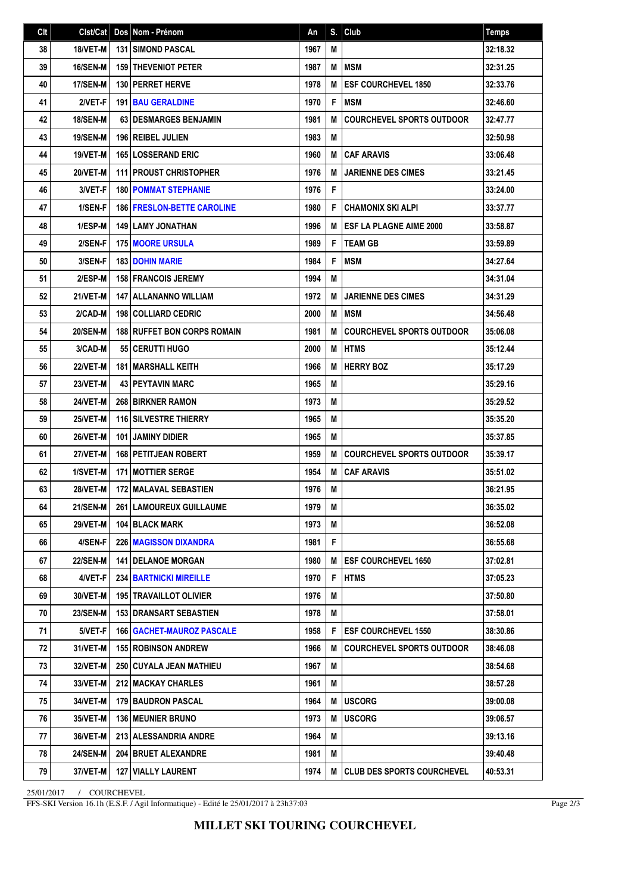| Clt | Clst/Cat | Dos | Nom - Prénom | An | S. | Club | Temps |
|---|---|---|---|---|---|---|---|
| 38 | 18/VET-M | 131 | SIMOND PASCAL | 1967 | M | | 32:18.32 |
| 39 | 16/SEN-M | 159 | THEVENIOT PETER | 1987 | M | MSM | 32:31.25 |
| 40 | 17/SEN-M | 130 | PERRET HERVE | 1978 | M | ESF COURCHEVEL 1850 | 32:33.76 |
| 41 | 2/VET-F | 191 | BAU GERALDINE | 1970 | F | MSM | 32:46.60 |
| 42 | 18/SEN-M | 63 | DESMARGES BENJAMIN | 1981 | M | COURCHEVEL SPORTS OUTDOOR | 32:47.77 |
| 43 | 19/SEN-M | 196 | REIBEL JULIEN | 1983 | M | | 32:50.98 |
| 44 | 19/VET-M | 165 | LOSSERAND ERIC | 1960 | M | CAF ARAVIS | 33:06.48 |
| 45 | 20/VET-M | 111 | PROUST CHRISTOPHER | 1976 | M | JARIENNE DES CIMES | 33:21.45 |
| 46 | 3/VET-F | 180 | POMMAT STEPHANIE | 1976 | F | | 33:24.00 |
| 47 | 1/SEN-F | 186 | FRESLON-BETTE CAROLINE | 1980 | F | CHAMONIX SKI ALPI | 33:37.77 |
| 48 | 1/ESP-M | 149 | LAMY JONATHAN | 1996 | M | ESF LA PLAGNE AIME 2000 | 33:58.87 |
| 49 | 2/SEN-F | 175 | MOORE URSULA | 1989 | F | TEAM GB | 33:59.89 |
| 50 | 3/SEN-F | 183 | DOHIN MARIE | 1984 | F | MSM | 34:27.64 |
| 51 | 2/ESP-M | 158 | FRANCOIS JEREMY | 1994 | M | | 34:31.04 |
| 52 | 21/VET-M | 147 | ALLANANNO WILLIAM | 1972 | M | JARIENNE DES CIMES | 34:31.29 |
| 53 | 2/CAD-M | 198 | COLLIARD CEDRIC | 2000 | M | MSM | 34:56.48 |
| 54 | 20/SEN-M | 188 | RUFFET BON CORPS ROMAIN | 1981 | M | COURCHEVEL SPORTS OUTDOOR | 35:06.08 |
| 55 | 3/CAD-M | 55 | CERUTTI HUGO | 2000 | M | HTMS | 35:12.44 |
| 56 | 22/VET-M | 181 | MARSHALL KEITH | 1966 | M | HERRY BOZ | 35:17.29 |
| 57 | 23/VET-M | 43 | PEYTAVIN MARC | 1965 | M | | 35:29.16 |
| 58 | 24/VET-M | 268 | BIRKNER RAMON | 1973 | M | | 35:29.52 |
| 59 | 25/VET-M | 116 | SILVESTRE THIERRY | 1965 | M | | 35:35.20 |
| 60 | 26/VET-M | 101 | JAMINY DIDIER | 1965 | M | | 35:37.85 |
| 61 | 27/VET-M | 168 | PETITJEAN ROBERT | 1959 | M | COURCHEVEL SPORTS OUTDOOR | 35:39.17 |
| 62 | 1/SVET-M | 171 | MOTTIER SERGE | 1954 | M | CAF ARAVIS | 35:51.02 |
| 63 | 28/VET-M | 172 | MALAVAL SEBASTIEN | 1976 | M | | 36:21.95 |
| 64 | 21/SEN-M | 261 | LAMOUREUX GUILLAUME | 1979 | M | | 36:35.02 |
| 65 | 29/VET-M | 104 | BLACK MARK | 1973 | M | | 36:52.08 |
| 66 | 4/SEN-F | 226 | MAGISSON DIXANDRA | 1981 | F | | 36:55.68 |
| 67 | 22/SEN-M | 141 | DELANOE MORGAN | 1980 | M | ESF COURCHEVEL 1650 | 37:02.81 |
| 68 | 4/VET-F | 234 | BARTNICKI MIREILLE | 1970 | F | HTMS | 37:05.23 |
| 69 | 30/VET-M | 195 | TRAVAILLOT OLIVIER | 1976 | M | | 37:50.80 |
| 70 | 23/SEN-M | 153 | DRANSART SEBASTIEN | 1978 | M | | 37:58.01 |
| 71 | 5/VET-F | 166 | GACHET-MAUROZ PASCALE | 1958 | F | ESF COURCHEVEL 1550 | 38:30.86 |
| 72 | 31/VET-M | 155 | ROBINSON ANDREW | 1966 | M | COURCHEVEL SPORTS OUTDOOR | 38:46.08 |
| 73 | 32/VET-M | 250 | CUYALA JEAN MATHIEU | 1967 | M | | 38:54.68 |
| 74 | 33/VET-M | 212 | MACKAY CHARLES | 1961 | M | | 38:57.28 |
| 75 | 34/VET-M | 179 | BAUDRON PASCAL | 1964 | M | USCORG | 39:00.08 |
| 76 | 35/VET-M | 136 | MEUNIER BRUNO | 1973 | M | USCORG | 39:06.57 |
| 77 | 36/VET-M | 213 | ALESSANDRIA ANDRE | 1964 | M | | 39:13.16 |
| 78 | 24/SEN-M | 204 | BRUET ALEXANDRE | 1981 | M | | 39:40.48 |
| 79 | 37/VET-M | 127 | VIALLY LAURENT | 1974 | M | CLUB DES SPORTS COURCHEVEL | 40:53.31 |

25/01/2017 / COURCHEVEL

FFS-SKI Version 16.1h (E.S.F. / Agil Informatique) - Edité le 25/01/2017 à 23h37:03

**MILLET SKI TOURING COURCHEVEL**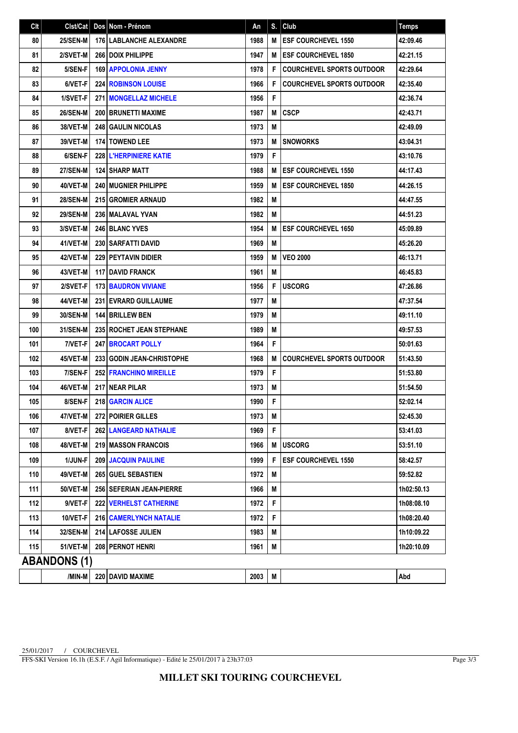| Clt | Clst/Cat | Dos | Nom - Prénom | An | S. | Club | Temps |
|---|---|---|---|---|---|---|---|
| 80 | 25/SEN-M | 176 | LABLANCHE ALEXANDRE | 1988 | M | ESF COURCHEVEL 1550 | 42:09.46 |
| 81 | 2/SVET-M | 266 | DOIX PHILIPPE | 1947 | M | ESF COURCHEVEL 1850 | 42:21.15 |
| 82 | 5/SEN-F | 169 | APPOLONIA JENNY | 1978 | F | COURCHEVEL SPORTS OUTDOOR | 42:29.64 |
| 83 | 6/VET-F | 224 | ROBINSON LOUISE | 1966 | F | COURCHEVEL SPORTS OUTDOOR | 42:35.40 |
| 84 | 1/SVET-F | 271 | MONGELLAZ MICHELE | 1956 | F | | 42:36.74 |
| 85 | 26/SEN-M | 200 | BRUNETTI MAXIME | 1987 | M | CSCP | 42:43.71 |
| 86 | 38/VET-M | 248 | GAULIN NICOLAS | 1973 | M | | 42:49.09 |
| 87 | 39/VET-M | 174 | TOWEND LEE | 1973 | M | SNOWORKS | 43:04.31 |
| 88 | 6/SEN-F | 228 | L'HERPINIERE KATIE | 1979 | F | | 43:10.76 |
| 89 | 27/SEN-M | 124 | SHARP MATT | 1988 | M | ESF COURCHEVEL 1550 | 44:17.43 |
| 90 | 40/VET-M | 240 | MUGNIER PHILIPPE | 1959 | M | ESF COURCHEVEL 1850 | 44:26.15 |
| 91 | 28/SEN-M | 215 | GROMIER ARNAUD | 1982 | M | | 44:47.55 |
| 92 | 29/SEN-M | 236 | MALAVAL YVAN | 1982 | M | | 44:51.23 |
| 93 | 3/SVET-M | 246 | BLANC YVES | 1954 | M | ESF COURCHEVEL 1650 | 45:09.89 |
| 94 | 41/VET-M | 230 | SARFATTI DAVID | 1969 | M | | 45:26.20 |
| 95 | 42/VET-M | 229 | PEYTAVIN DIDIER | 1959 | M | VEO 2000 | 46:13.71 |
| 96 | 43/VET-M | 117 | DAVID FRANCK | 1961 | M | | 46:45.83 |
| 97 | 2/SVET-F | 173 | BAUDRON VIVIANE | 1956 | F | USCORG | 47:26.86 |
| 98 | 44/VET-M | 231 | EVRARD GUILLAUME | 1977 | M | | 47:37.54 |
| 99 | 30/SEN-M | 144 | BRILLEW BEN | 1979 | M | | 49:11.10 |
| 100 | 31/SEN-M | 235 | ROCHET JEAN STEPHANE | 1989 | M | | 49:57.53 |
| 101 | 7/VET-F | 247 | BROCART POLLY | 1964 | F | | 50:01.63 |
| 102 | 45/VET-M | 233 | GODIN JEAN-CHRISTOPHE | 1968 | M | COURCHEVEL SPORTS OUTDOOR | 51:43.50 |
| 103 | 7/SEN-F | 252 | FRANCHINO MIREILLE | 1979 | F | | 51:53.80 |
| 104 | 46/VET-M | 217 | NEAR PILAR | 1973 | M | | 51:54.50 |
| 105 | 8/SEN-F | 218 | GARCIN ALICE | 1990 | F | | 52:02.14 |
| 106 | 47/VET-M | 272 | POIRIER GILLES | 1973 | M | | 52:45.30 |
| 107 | 8/VET-F | 262 | LANGEARD NATHALIE | 1969 | F | | 53:41.03 |
| 108 | 48/VET-M | 219 | MASSON FRANCOIS | 1966 | M | USCORG | 53:51.10 |
| 109 | 1/JUN-F | 209 | JACQUIN PAULINE | 1999 | F | ESF COURCHEVEL 1550 | 58:42.57 |
| 110 | 49/VET-M | 265 | GUEL SEBASTIEN | 1972 | M | | 59:52.82 |
| 111 | 50/VET-M | 256 | SEFERIAN JEAN-PIERRE | 1966 | M | | 1h02:50.13 |
| 112 | 9/VET-F | 222 | VERHELST CATHERINE | 1972 | F | | 1h08:08.10 |
| 113 | 10/VET-F | 216 | CAMERLYNCH NATALIE | 1972 | F | | 1h08:20.40 |
| 114 | 32/SEN-M | 214 | LAFOSSE JULIEN | 1983 | M | | 1h10:09.22 |
| 115 | 51/VET-M | 208 | PERNOT HENRI | 1961 | M | | 1h20:10.09 |

## ABANDONS (1)

| | | | | | | | |
|---|---|---|---|---|---|---|---|
| | /MIN-M | 220 | DAVID MAXIME | 2003 | M | | Abd |

25/01/2017 / COURCHEVEL

FFS-SKI Version 16.1h (E.S.F. / Agil Informatique) - Edité le 25/01/2017 à 23h37:03

**MILLET SKI TOURING COURCHEVEL**